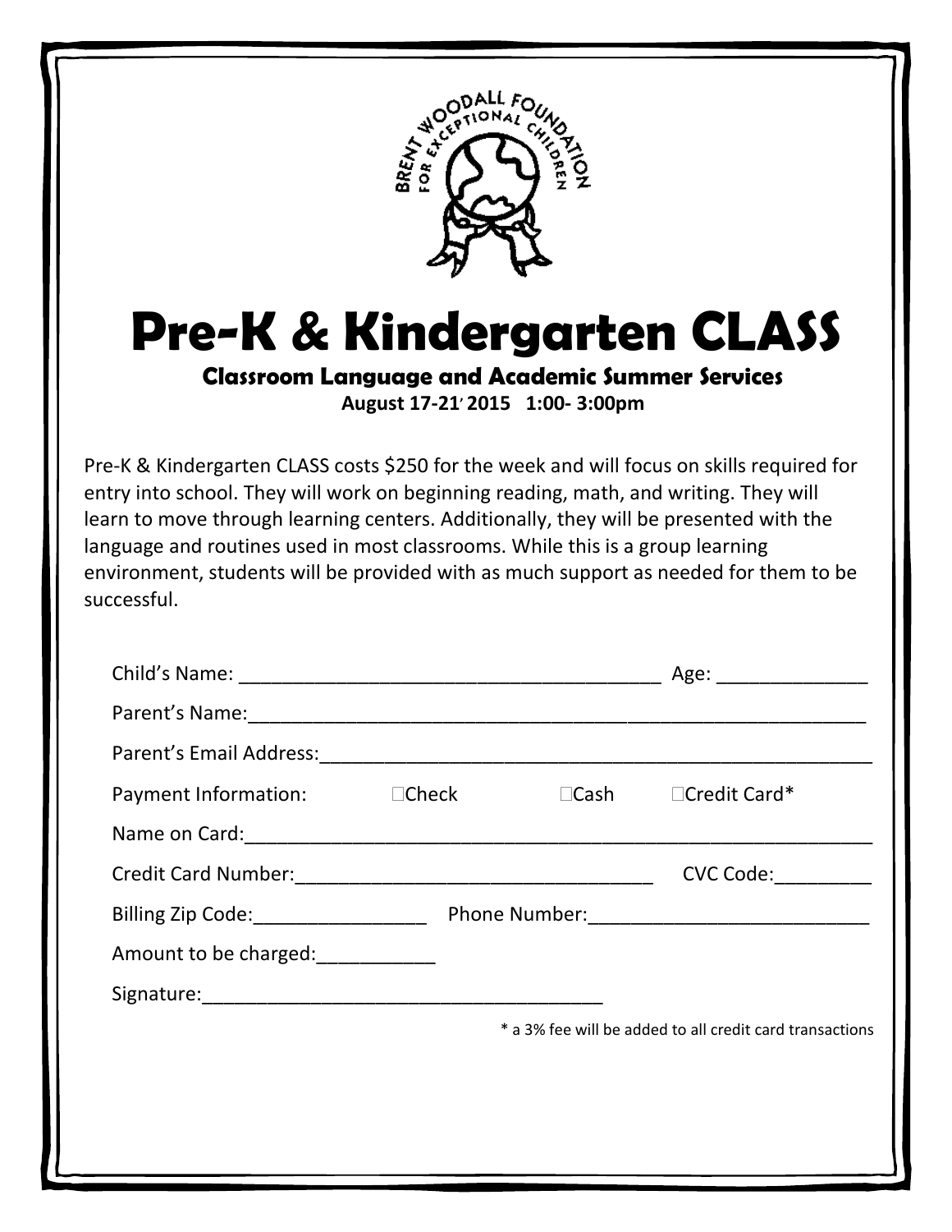BRENT WOODALL FOUNDATION FOR EXCEPTIONAL CHILDREN

# Pre-K & Kindergarten CLASS

**Classroom Language and Academic Summer Services**

**August 17-21, 2015 1:00- 3:00pm**

Pre-K & Kindergarten CLASS costs $250 for the week and will focus on skills required for entry into school. They will work on beginning reading, math, and writing. They will learn to move through learning centers. Additionally, they will be presented with the language and routines used in most classrooms. While this is a group learning environment, students will be provided with as much support as needed for them to be successful.

Child's Name: ________________________________________ Age: ______________

Parent's Name:_____________________________________________________________

Parent's Email Address:_______________________________________________________

Payment Information: ☐Check ☐Cash ☐Credit Card*

Name on Card:______________________________________________________________

Credit Card Number:__________________________________ CVC Code:_________

Billing Zip Code:________________ Phone Number:__________________________

Amount to be charged:___________

Signature:______________________________________

\* a 3% fee will be added to all credit card transactions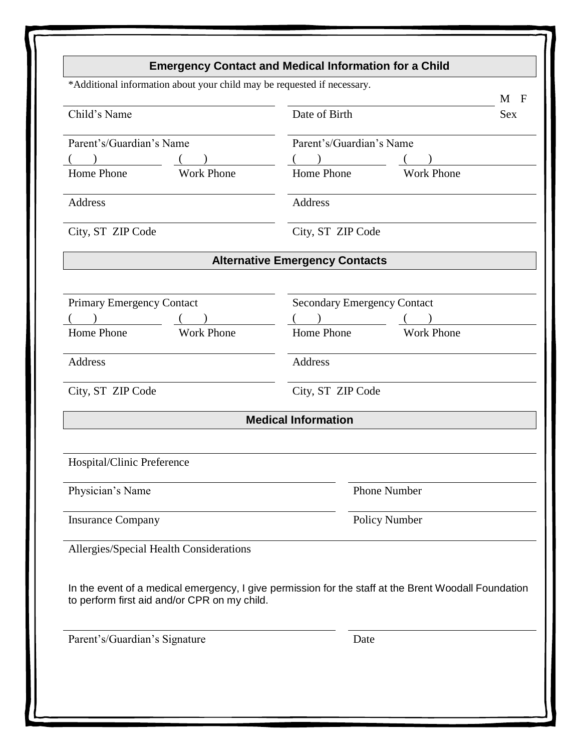## Emergency Contact and Medical Information for a Child

*Additional information about your child may be requested if necessary.

| | | |
|---|---|---|
| Child's Name | Date of Birth | M F<br>Sex |

| | |
|---|---|
| Parent's/Guardian's Name | Parent's/Guardian's Name |
| ( ) Home Phone ( ) Work Phone | ( ) Home Phone ( ) Work Phone |
| Address | Address |
| City, ST ZIP Code | City, ST ZIP Code |

## Alternative Emergency Contacts

| | |
|---|---|
| Primary Emergency Contact | Secondary Emergency Contact |
| ( ) Home Phone ( ) Work Phone | ( ) Home Phone ( ) Work Phone |
| Address | Address |
| City, ST ZIP Code | City, ST ZIP Code |

## Medical Information

Hospital/Clinic Preference

| | |
|---|---|
| Physician's Name | Phone Number |
| Insurance Company | Policy Number |

Allergies/Special Health Considerations

In the event of a medical emergency, I give permission for the staff at the Brent Woodall Foundation to perform first aid and/or CPR on my child.

| | |
|---|---|
| Parent's/Guardian's Signature | Date |